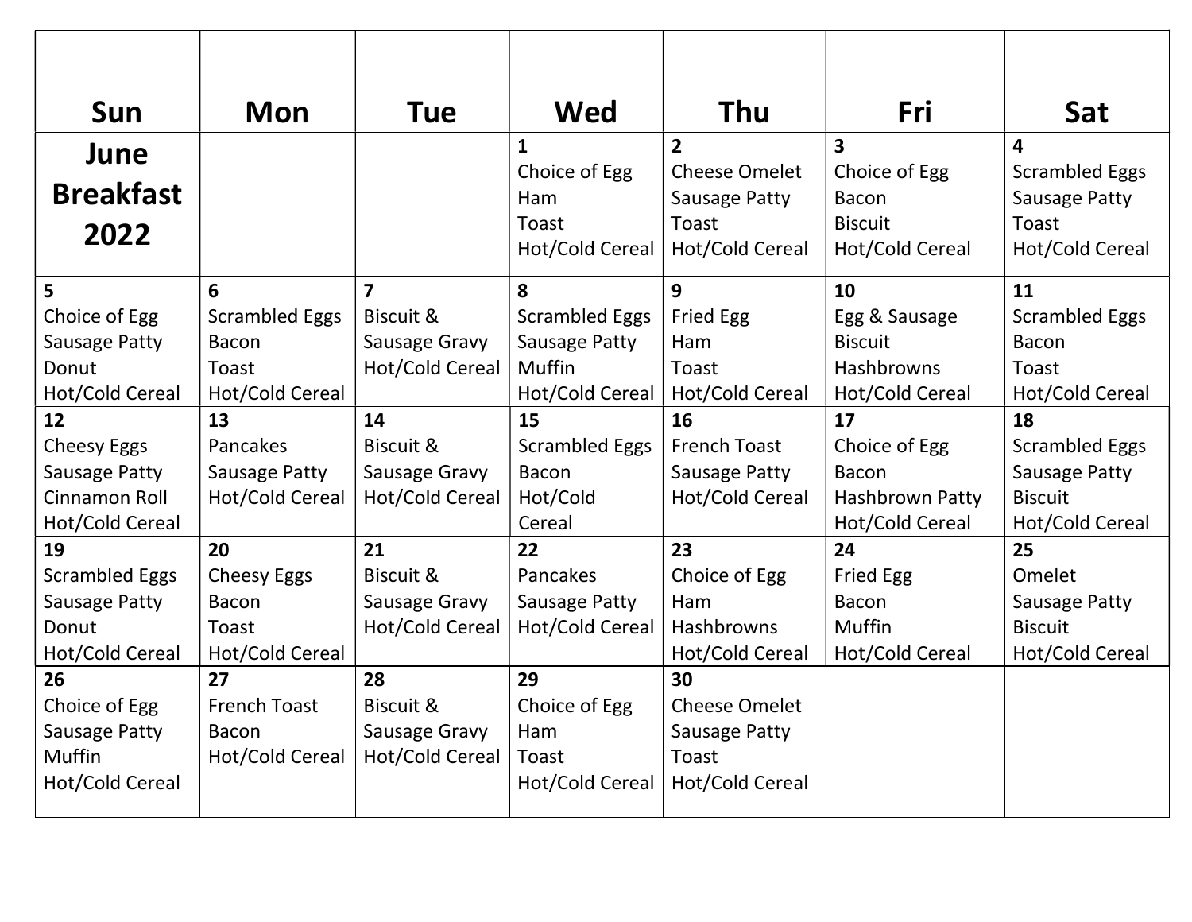| Sun | Mon | Tue | Wed | Thu | Fri | Sat |
|---|---|---|---|---|---|---|
| **June Breakfast 2022** | | | **1**<br>Choice of Egg<br>Ham<br>Toast<br>Hot/Cold Cereal | **2**<br>Cheese Omelet<br>Sausage Patty<br>Toast<br>Hot/Cold Cereal | **3**<br>Choice of Egg<br>Bacon<br>Biscuit<br>Hot/Cold Cereal | **4**<br>Scrambled Eggs<br>Sausage Patty<br>Toast<br>Hot/Cold Cereal |
| **5**<br>Choice of Egg<br>Sausage Patty<br>Donut<br>Hot/Cold Cereal | **6**<br>Scrambled Eggs<br>Bacon<br>Toast<br>Hot/Cold Cereal | **7**<br>Biscuit &<br>Sausage Gravy<br>Hot/Cold Cereal | **8**<br>Scrambled Eggs<br>Sausage Patty<br>Muffin<br>Hot/Cold Cereal | **9**<br>Fried Egg<br>Ham<br>Toast<br>Hot/Cold Cereal | **10**<br>Egg & Sausage<br>Biscuit<br>Hashbrowns<br>Hot/Cold Cereal | **11**<br>Scrambled Eggs<br>Bacon<br>Toast<br>Hot/Cold Cereal |
| **12**<br>Cheesy Eggs<br>Sausage Patty<br>Cinnamon Roll<br>Hot/Cold Cereal | **13**<br>Pancakes<br>Sausage Patty<br>Hot/Cold Cereal | **14**<br>Biscuit &<br>Sausage Gravy<br>Hot/Cold Cereal | **15**<br>Scrambled Eggs<br>Bacon<br>Hot/Cold<br>Cereal | **16**<br>French Toast<br>Sausage Patty<br>Hot/Cold Cereal | **17**<br>Choice of Egg<br>Bacon<br>Hashbrown Patty<br>Hot/Cold Cereal | **18**<br>Scrambled Eggs<br>Sausage Patty<br>Biscuit<br>Hot/Cold Cereal |
| **19**<br>Scrambled Eggs<br>Sausage Patty<br>Donut<br>Hot/Cold Cereal | **20**<br>Cheesy Eggs<br>Bacon<br>Toast<br>Hot/Cold Cereal | **21**<br>Biscuit &<br>Sausage Gravy<br>Hot/Cold Cereal | **22**<br>Pancakes<br>Sausage Patty<br>Hot/Cold Cereal | **23**<br>Choice of Egg<br>Ham<br>Hashbrowns<br>Hot/Cold Cereal | **24**<br>Fried Egg<br>Bacon<br>Muffin<br>Hot/Cold Cereal | **25**<br>Omelet<br>Sausage Patty<br>Biscuit<br>Hot/Cold Cereal |
| **26**<br>Choice of Egg<br>Sausage Patty<br>Muffin<br>Hot/Cold Cereal | **27**<br>French Toast<br>Bacon<br>Hot/Cold Cereal | **28**<br>Biscuit &<br>Sausage Gravy<br>Hot/Cold Cereal | **29**<br>Choice of Egg<br>Ham<br>Toast<br>Hot/Cold Cereal | **30**<br>Cheese Omelet<br>Sausage Patty<br>Toast<br>Hot/Cold Cereal | | |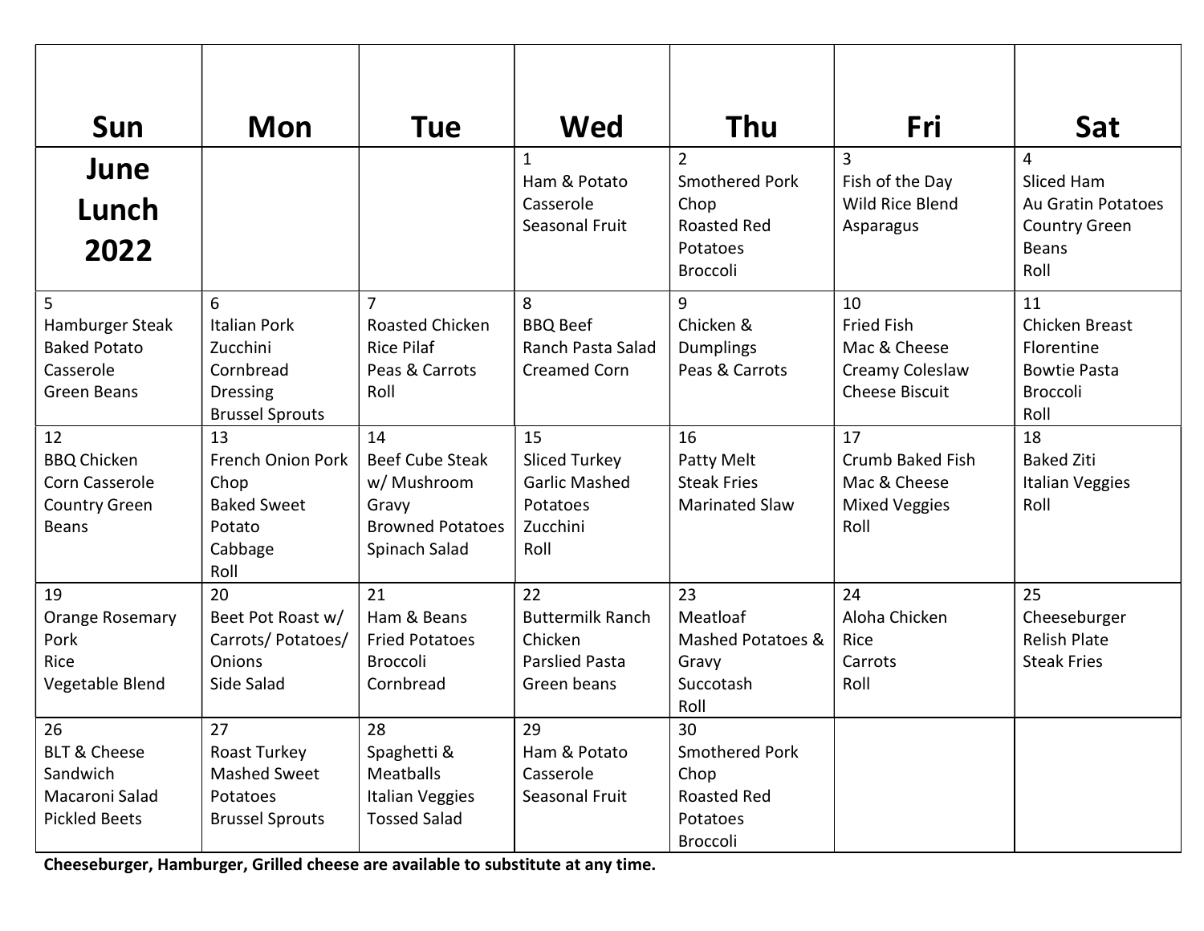| Sun | Mon | Tue | Wed | Thu | Fri | Sat |
|---|---|---|---|---|---|---|
| **June Lunch 2022** | | | 1<br>Ham & Potato Casserole<br>Seasonal Fruit | 2<br>Smothered Pork Chop<br>Roasted Red Potatoes<br>Broccoli | 3<br>Fish of the Day<br>Wild Rice Blend<br>Asparagus | 4<br>Sliced Ham<br>Au Gratin Potatoes<br>Country Green Beans<br>Roll |
| 5<br>Hamburger Steak<br>Baked Potato Casserole<br>Green Beans | 6<br>Italian Pork<br>Zucchini<br>Cornbread Dressing<br>Brussel Sprouts | 7<br>Roasted Chicken<br>Rice Pilaf<br>Peas & Carrots<br>Roll | 8<br>BBQ Beef<br>Ranch Pasta Salad<br>Creamed Corn | 9<br>Chicken & Dumplings<br>Peas & Carrots | 10<br>Fried Fish<br>Mac & Cheese<br>Creamy Coleslaw<br>Cheese Biscuit | 11<br>Chicken Breast Florentine<br>Bowtie Pasta<br>Broccoli<br>Roll |
| 12<br>BBQ Chicken<br>Corn Casserole<br>Country Green Beans | 13<br>French Onion Pork Chop<br>Baked Sweet Potato<br>Cabbage<br>Roll | 14<br>Beef Cube Steak w/ Mushroom Gravy<br>Browned Potatoes<br>Spinach Salad | 15<br>Sliced Turkey<br>Garlic Mashed Potatoes<br>Zucchini<br>Roll | 16<br>Patty Melt<br>Steak Fries<br>Marinated Slaw | 17<br>Crumb Baked Fish<br>Mac & Cheese<br>Mixed Veggies<br>Roll | 18<br>Baked Ziti<br>Italian Veggies<br>Roll |
| 19<br>Orange Rosemary Pork<br>Rice<br>Vegetable Blend | 20<br>Beet Pot Roast w/ Carrots/ Potatoes/ Onions<br>Side Salad | 21<br>Ham & Beans<br>Fried Potatoes<br>Broccoli<br>Cornbread | 22<br>Buttermilk Ranch Chicken<br>Parslied Pasta<br>Green beans | 23<br>Meatloaf<br>Mashed Potatoes & Gravy<br>Succotash<br>Roll | 24<br>Aloha Chicken<br>Rice<br>Carrots<br>Roll | 25<br>Cheeseburger<br>Relish Plate<br>Steak Fries |
| 26<br>BLT & Cheese Sandwich<br>Macaroni Salad<br>Pickled Beets | 27<br>Roast Turkey<br>Mashed Sweet Potatoes<br>Brussel Sprouts | 28<br>Spaghetti & Meatballs<br>Italian Veggies<br>Tossed Salad | 29<br>Ham & Potato Casserole<br>Seasonal Fruit | 30<br>Smothered Pork Chop<br>Roasted Red Potatoes<br>Broccoli | | |

**Cheeseburger, Hamburger, Grilled cheese are available to substitute at any time.**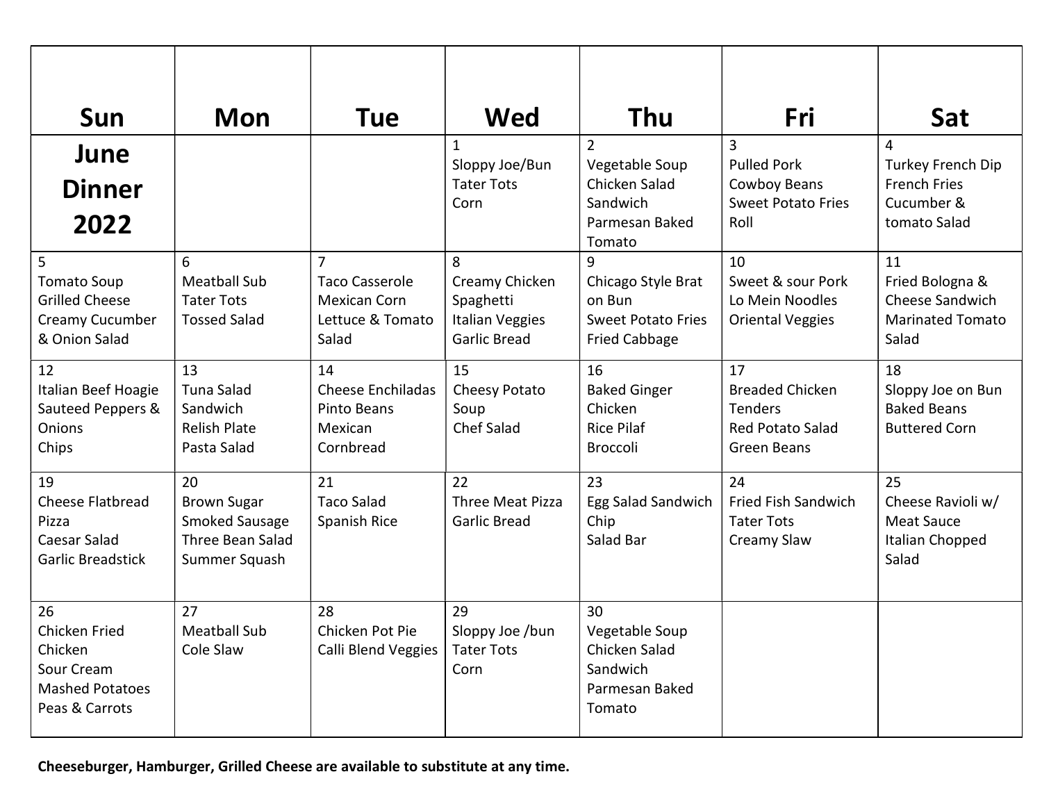| Sun | Mon | Tue | Wed | Thu | Fri | Sat |
|---|---|---|---|---|---|---|
| **June Dinner 2022** | | | 1<br>Sloppy Joe/Bun<br>Tater Tots<br>Corn | 2<br>Vegetable Soup<br>Chicken Salad Sandwich<br>Parmesan Baked Tomato | 3<br>Pulled Pork<br>Cowboy Beans<br>Sweet Potato Fries<br>Roll | 4<br>Turkey French Dip<br>French Fries<br>Cucumber & tomato Salad |
| 5<br>Tomato Soup<br>Grilled Cheese<br>Creamy Cucumber & Onion Salad | 6<br>Meatball Sub<br>Tater Tots<br>Tossed Salad | 7<br>Taco Casserole<br>Mexican Corn<br>Lettuce & Tomato Salad | 8<br>Creamy Chicken Spaghetti<br>Italian Veggies<br>Garlic Bread | 9<br>Chicago Style Brat on Bun<br>Sweet Potato Fries<br>Fried Cabbage | 10<br>Sweet & sour Pork<br>Lo Mein Noodles<br>Oriental Veggies | 11<br>Fried Bologna & Cheese Sandwich<br>Marinated Tomato Salad |
| 12<br>Italian Beef Hoagie<br>Sauteed Peppers & Onions<br>Chips | 13<br>Tuna Salad Sandwich<br>Relish Plate<br>Pasta Salad | 14<br>Cheese Enchiladas<br>Pinto Beans<br>Mexican Cornbread | 15<br>Cheesy Potato Soup<br>Chef Salad | 16<br>Baked Ginger Chicken<br>Rice Pilaf<br>Broccoli | 17<br>Breaded Chicken Tenders<br>Red Potato Salad<br>Green Beans | 18<br>Sloppy Joe on Bun<br>Baked Beans<br>Buttered Corn |
| 19<br>Cheese Flatbread Pizza<br>Caesar Salad<br>Garlic Breadstick | 20<br>Brown Sugar Smoked Sausage<br>Three Bean Salad<br>Summer Squash | 21<br>Taco Salad<br>Spanish Rice | 22<br>Three Meat Pizza<br>Garlic Bread | 23<br>Egg Salad Sandwich<br>Chip<br>Salad Bar | 24<br>Fried Fish Sandwich<br>Tater Tots<br>Creamy Slaw | 25<br>Cheese Ravioli w/ Meat Sauce<br>Italian Chopped Salad |
| 26<br>Chicken Fried Chicken<br>Sour Cream Mashed Potatoes<br>Peas & Carrots | 27<br>Meatball Sub<br>Cole Slaw | 28<br>Chicken Pot Pie<br>Calli Blend Veggies | 29<br>Sloppy Joe /bun<br>Tater Tots<br>Corn | 30<br>Vegetable Soup<br>Chicken Salad Sandwich<br>Parmesan Baked Tomato | | |

**Cheeseburger, Hamburger, Grilled Cheese are available to substitute at any time.**